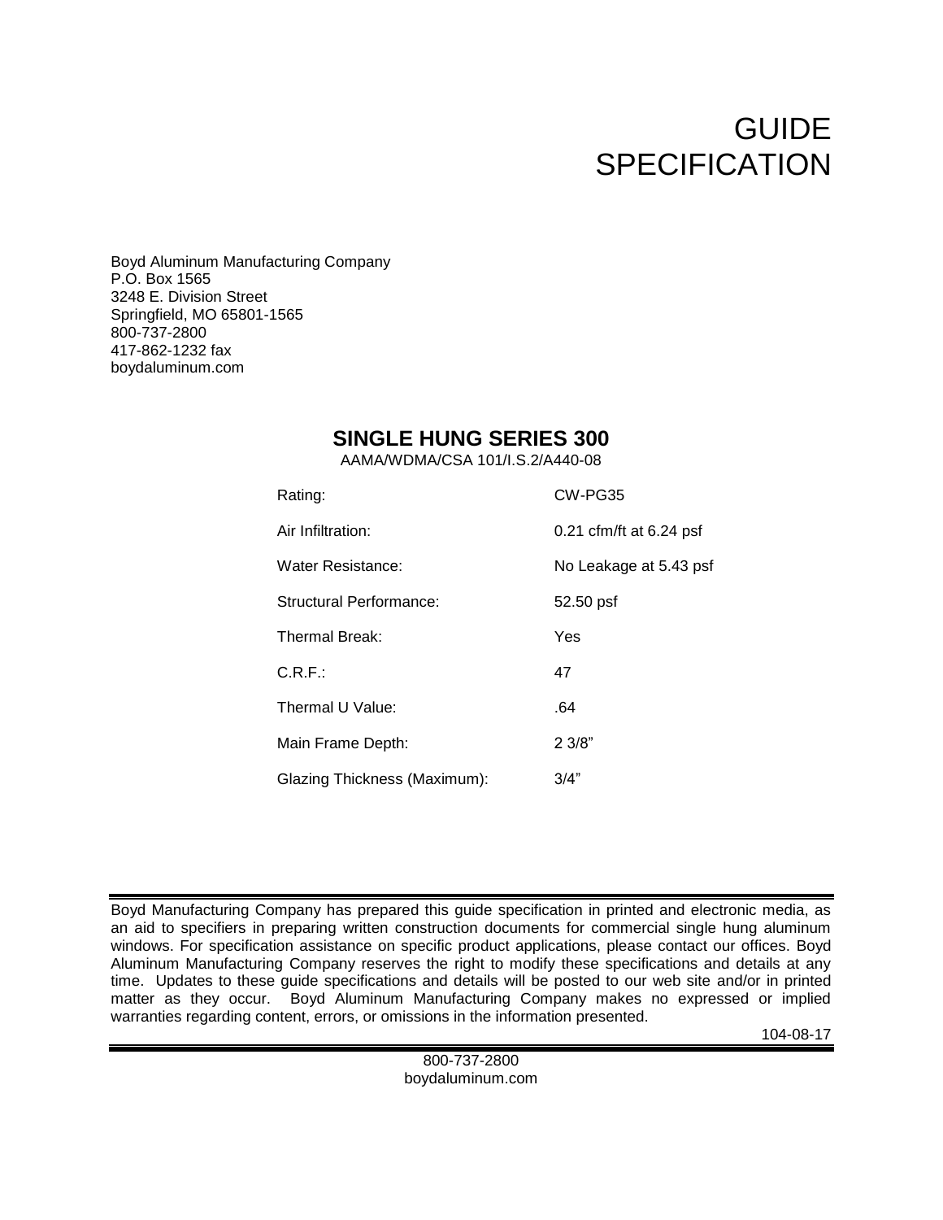# GUIDE SPECIFICATION

Boyd Aluminum Manufacturing Company
P.O. Box 1565
3248 E. Division Street
Springfield, MO 65801-1565
800-737-2800
417-862-1232 fax
boydaluminum.com

## SINGLE HUNG SERIES 300

AAMA/WDMA/CSA 101/I.S.2/A440-08

| | |
|---|---|
| Rating: | CW-PG35 |
| Air Infiltration: | 0.21 cfm/ft at 6.24 psf |
| Water Resistance: | No Leakage at 5.43 psf |
| Structural Performance: | 52.50 psf |
| Thermal Break: | Yes |
| C.R.F.: | 47 |
| Thermal U Value: | .64 |
| Main Frame Depth: | 2 3/8" |
| Glazing Thickness (Maximum): | 3/4" |

---

Boyd Manufacturing Company has prepared this guide specification in printed and electronic media, as an aid to specifiers in preparing written construction documents for commercial single hung aluminum windows. For specification assistance on specific product applications, please contact our offices. Boyd Aluminum Manufacturing Company reserves the right to modify these specifications and details at any time. Updates to these guide specifications and details will be posted to our web site and/or in printed matter as they occur. Boyd Aluminum Manufacturing Company makes no expressed or implied warranties regarding content, errors, or omissions in the information presented.

104-08-17

---

800-737-2800
boydaluminum.com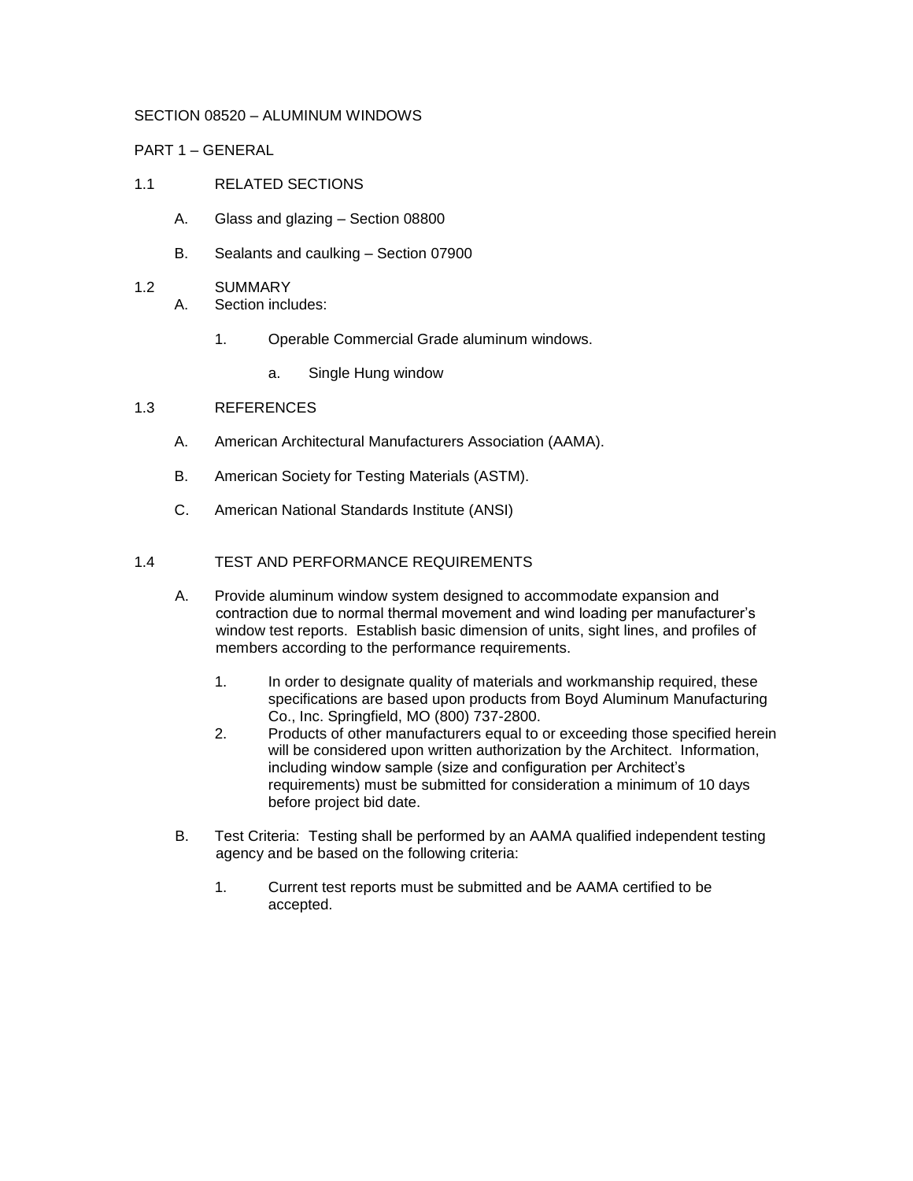SECTION 08520 – ALUMINUM WINDOWS

PART 1 – GENERAL

1.1 RELATED SECTIONS

A. Glass and glazing – Section 08800

B. Sealants and caulking – Section 07900

1.2 SUMMARY

A. Section includes:

1. Operable Commercial Grade aluminum windows.

   a. Single Hung window

1.3 REFERENCES

A. American Architectural Manufacturers Association (AAMA).

B. American Society for Testing Materials (ASTM).

C. American National Standards Institute (ANSI)

1.4 TEST AND PERFORMANCE REQUIREMENTS

A. Provide aluminum window system designed to accommodate expansion and contraction due to normal thermal movement and wind loading per manufacturer's window test reports. Establish basic dimension of units, sight lines, and profiles of members according to the performance requirements.

1. In order to designate quality of materials and workmanship required, these specifications are based upon products from Boyd Aluminum Manufacturing Co., Inc. Springfield, MO (800) 737-2800.
2. Products of other manufacturers equal to or exceeding those specified herein will be considered upon written authorization by the Architect. Information, including window sample (size and configuration per Architect's requirements) must be submitted for consideration a minimum of 10 days before project bid date.

B. Test Criteria: Testing shall be performed by an AAMA qualified independent testing agency and be based on the following criteria:

1. Current test reports must be submitted and be AAMA certified to be accepted.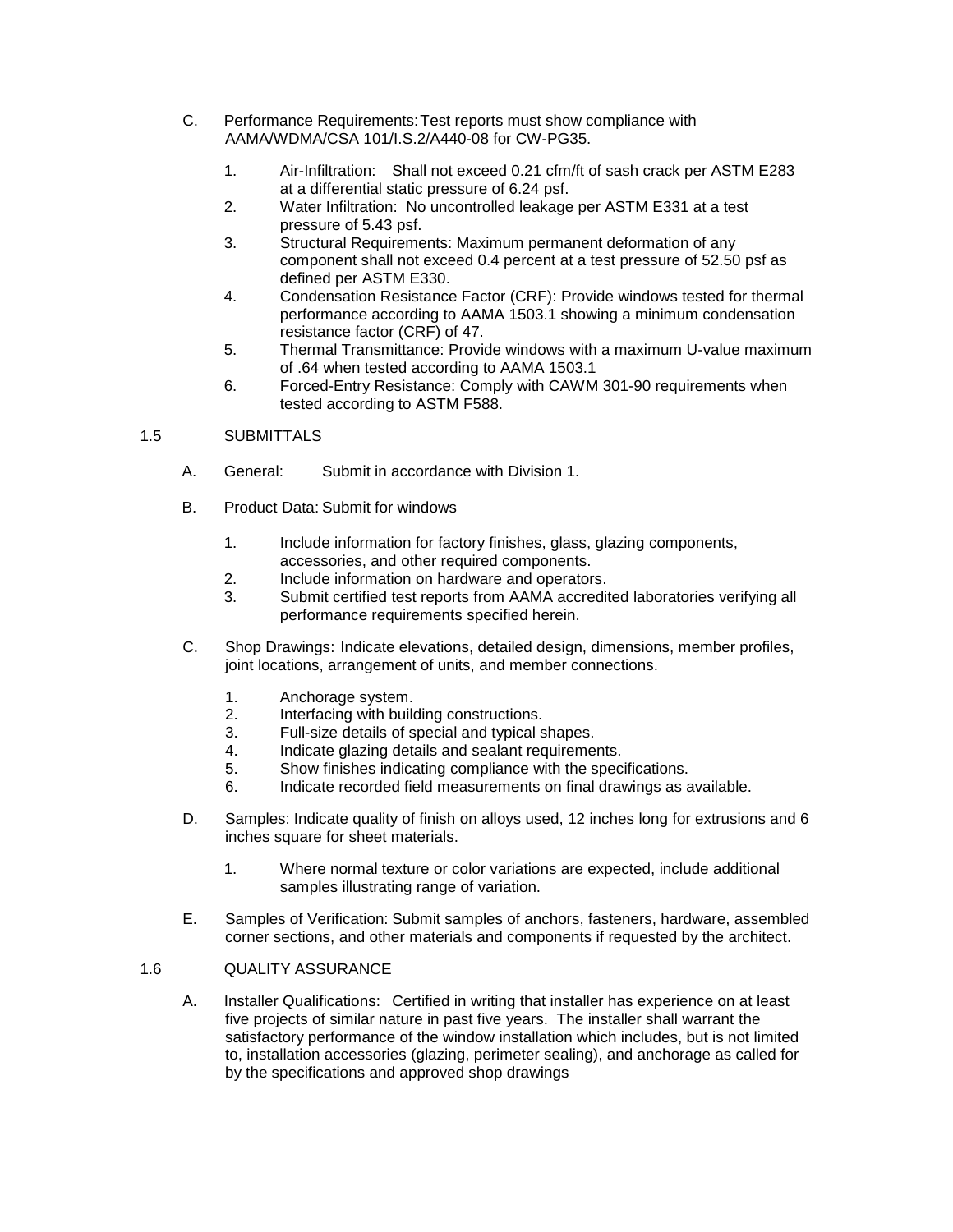C. Performance Requirements: Test reports must show compliance with AAMA/WDMA/CSA 101/I.S.2/A440-08 for CW-PG35.

1. Air-Infiltration: Shall not exceed 0.21 cfm/ft of sash crack per ASTM E283 at a differential static pressure of 6.24 psf.
2. Water Infiltration: No uncontrolled leakage per ASTM E331 at a test pressure of 5.43 psf.
3. Structural Requirements: Maximum permanent deformation of any component shall not exceed 0.4 percent at a test pressure of 52.50 psf as defined per ASTM E330.
4. Condensation Resistance Factor (CRF): Provide windows tested for thermal performance according to AAMA 1503.1 showing a minimum condensation resistance factor (CRF) of 47.
5. Thermal Transmittance: Provide windows with a maximum U-value maximum of .64 when tested according to AAMA 1503.1
6. Forced-Entry Resistance: Comply with CAWM 301-90 requirements when tested according to ASTM F588.

## 1.5 SUBMITTALS

A. General: Submit in accordance with Division 1.

B. Product Data: Submit for windows

1. Include information for factory finishes, glass, glazing components, accessories, and other required components.
2. Include information on hardware and operators.
3. Submit certified test reports from AAMA accredited laboratories verifying all performance requirements specified herein.

C. Shop Drawings: Indicate elevations, detailed design, dimensions, member profiles, joint locations, arrangement of units, and member connections.

1. Anchorage system.
2. Interfacing with building constructions.
3. Full-size details of special and typical shapes.
4. Indicate glazing details and sealant requirements.
5. Show finishes indicating compliance with the specifications.
6. Indicate recorded field measurements on final drawings as available.

D. Samples: Indicate quality of finish on alloys used, 12 inches long for extrusions and 6 inches square for sheet materials.

1. Where normal texture or color variations are expected, include additional samples illustrating range of variation.

E. Samples of Verification: Submit samples of anchors, fasteners, hardware, assembled corner sections, and other materials and components if requested by the architect.

## 1.6 QUALITY ASSURANCE

A. Installer Qualifications: Certified in writing that installer has experience on at least five projects of similar nature in past five years. The installer shall warrant the satisfactory performance of the window installation which includes, but is not limited to, installation accessories (glazing, perimeter sealing), and anchorage as called for by the specifications and approved shop drawings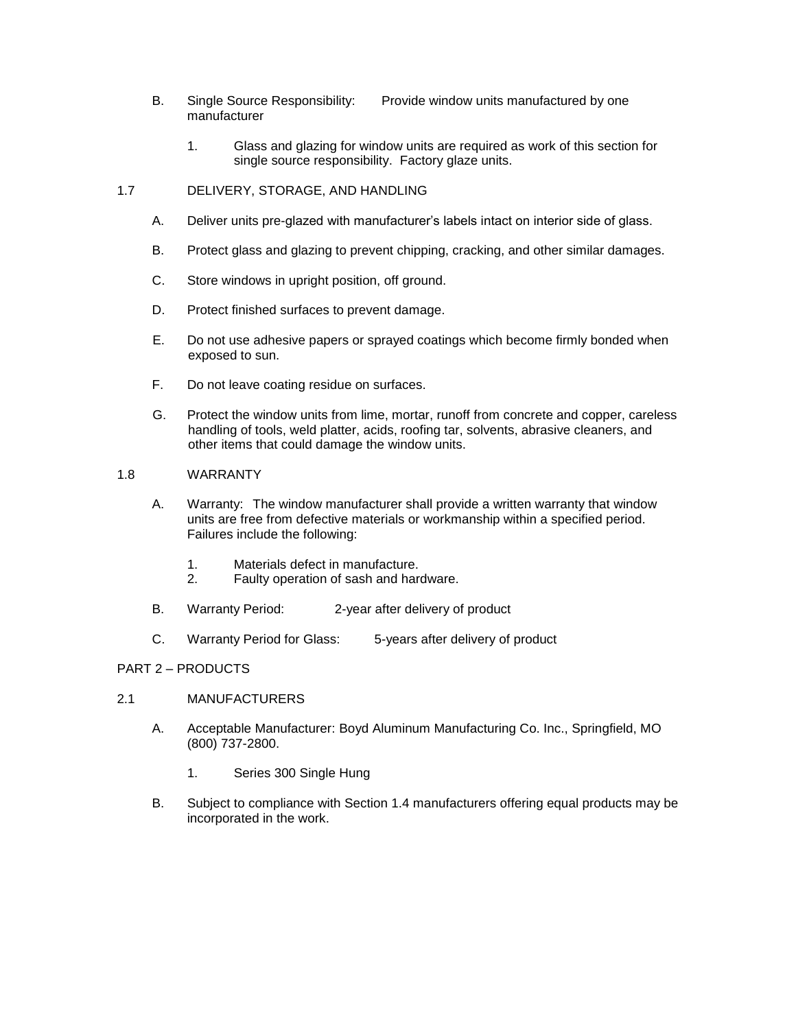B. Single Source Responsibility: Provide window units manufactured by one manufacturer

1. Glass and glazing for window units are required as work of this section for single source responsibility. Factory glaze units.

## 1.7 DELIVERY, STORAGE, AND HANDLING

A. Deliver units pre-glazed with manufacturer's labels intact on interior side of glass.

B. Protect glass and glazing to prevent chipping, cracking, and other similar damages.

C. Store windows in upright position, off ground.

D. Protect finished surfaces to prevent damage.

E. Do not use adhesive papers or sprayed coatings which become firmly bonded when exposed to sun.

F. Do not leave coating residue on surfaces.

G. Protect the window units from lime, mortar, runoff from concrete and copper, careless handling of tools, weld platter, acids, roofing tar, solvents, abrasive cleaners, and other items that could damage the window units.

## 1.8 WARRANTY

A. Warranty: The window manufacturer shall provide a written warranty that window units are free from defective materials or workmanship within a specified period. Failures include the following:

1. Materials defect in manufacture.
2. Faulty operation of sash and hardware.

B. Warranty Period: 2-year after delivery of product

C. Warranty Period for Glass: 5-years after delivery of product

# PART 2 – PRODUCTS

## 2.1 MANUFACTURERS

A. Acceptable Manufacturer: Boyd Aluminum Manufacturing Co. Inc., Springfield, MO (800) 737-2800.

1. Series 300 Single Hung

B. Subject to compliance with Section 1.4 manufacturers offering equal products may be incorporated in the work.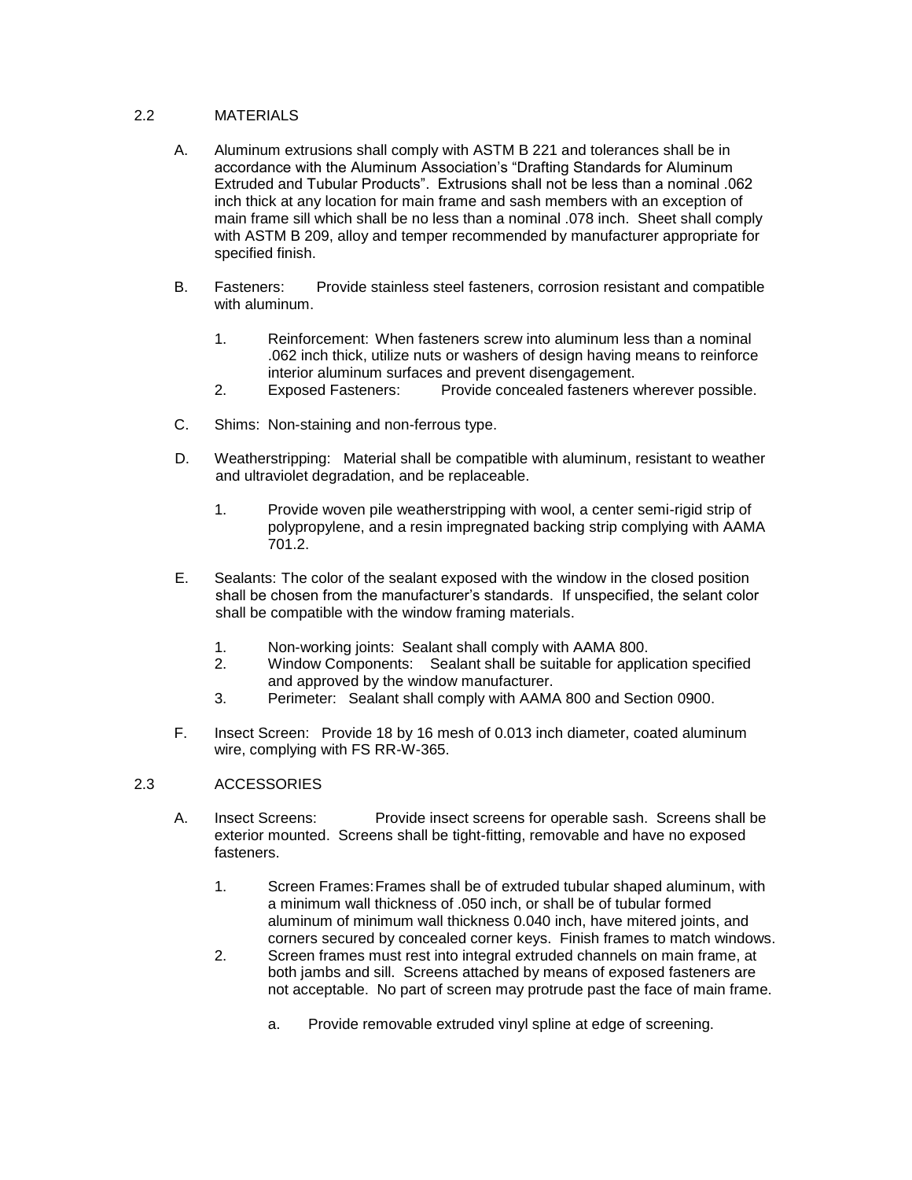## 2.2 MATERIALS

A. Aluminum extrusions shall comply with ASTM B 221 and tolerances shall be in accordance with the Aluminum Association's "Drafting Standards for Aluminum Extruded and Tubular Products". Extrusions shall not be less than a nominal .062 inch thick at any location for main frame and sash members with an exception of main frame sill which shall be no less than a nominal .078 inch. Sheet shall comply with ASTM B 209, alloy and temper recommended by manufacturer appropriate for specified finish.

B. Fasteners: Provide stainless steel fasteners, corrosion resistant and compatible with aluminum.

   1. Reinforcement: When fasteners screw into aluminum less than a nominal .062 inch thick, utilize nuts or washers of design having means to reinforce interior aluminum surfaces and prevent disengagement.
   2. Exposed Fasteners: Provide concealed fasteners wherever possible.

C. Shims: Non-staining and non-ferrous type.

D. Weatherstripping: Material shall be compatible with aluminum, resistant to weather and ultraviolet degradation, and be replaceable.

   1. Provide woven pile weatherstripping with wool, a center semi-rigid strip of polypropylene, and a resin impregnated backing strip complying with AAMA 701.2.

E. Sealants: The color of the sealant exposed with the window in the closed position shall be chosen from the manufacturer's standards. If unspecified, the selant color shall be compatible with the window framing materials.

   1. Non-working joints: Sealant shall comply with AAMA 800.
   2. Window Components: Sealant shall be suitable for application specified and approved by the window manufacturer.
   3. Perimeter: Sealant shall comply with AAMA 800 and Section 0900.

F. Insect Screen: Provide 18 by 16 mesh of 0.013 inch diameter, coated aluminum wire, complying with FS RR-W-365.

## 2.3 ACCESSORIES

A. Insect Screens: Provide insect screens for operable sash. Screens shall be exterior mounted. Screens shall be tight-fitting, removable and have no exposed fasteners.

   1. Screen Frames: Frames shall be of extruded tubular shaped aluminum, with a minimum wall thickness of .050 inch, or shall be of tubular formed aluminum of minimum wall thickness 0.040 inch, have mitered joints, and corners secured by concealed corner keys. Finish frames to match windows.
   2. Screen frames must rest into integral extruded channels on main frame, at both jambs and sill. Screens attached by means of exposed fasteners are not acceptable. No part of screen may protrude past the face of main frame.

      a. Provide removable extruded vinyl spline at edge of screening.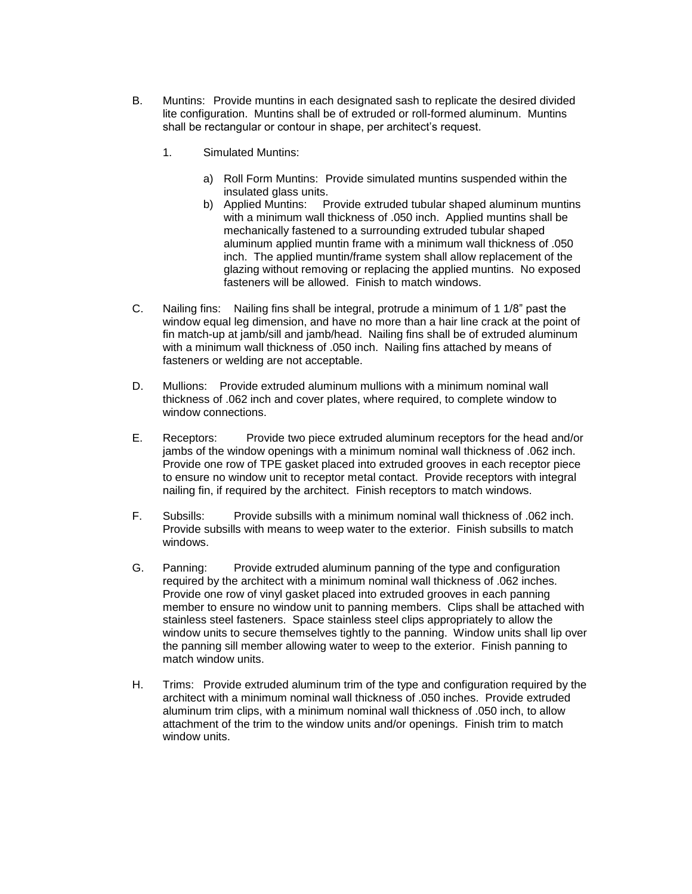B. Muntins: Provide muntins in each designated sash to replicate the desired divided lite configuration. Muntins shall be of extruded or roll-formed aluminum. Muntins shall be rectangular or contour in shape, per architect's request.

   1. Simulated Muntins:

      a) Roll Form Muntins: Provide simulated muntins suspended within the insulated glass units.
      b) Applied Muntins: Provide extruded tubular shaped aluminum muntins with a minimum wall thickness of .050 inch. Applied muntins shall be mechanically fastened to a surrounding extruded tubular shaped aluminum applied muntin frame with a minimum wall thickness of .050 inch. The applied muntin/frame system shall allow replacement of the glazing without removing or replacing the applied muntins. No exposed fasteners will be allowed. Finish to match windows.

C. Nailing fins: Nailing fins shall be integral, protrude a minimum of 1 1/8" past the window equal leg dimension, and have no more than a hair line crack at the point of fin match-up at jamb/sill and jamb/head. Nailing fins shall be of extruded aluminum with a minimum wall thickness of .050 inch. Nailing fins attached by means of fasteners or welding are not acceptable.

D. Mullions: Provide extruded aluminum mullions with a minimum nominal wall thickness of .062 inch and cover plates, where required, to complete window to window connections.

E. Receptors: Provide two piece extruded aluminum receptors for the head and/or jambs of the window openings with a minimum nominal wall thickness of .062 inch. Provide one row of TPE gasket placed into extruded grooves in each receptor piece to ensure no window unit to receptor metal contact. Provide receptors with integral nailing fin, if required by the architect. Finish receptors to match windows.

F. Subsills: Provide subsills with a minimum nominal wall thickness of .062 inch. Provide subsills with means to weep water to the exterior. Finish subsills to match windows.

G. Panning: Provide extruded aluminum panning of the type and configuration required by the architect with a minimum nominal wall thickness of .062 inches. Provide one row of vinyl gasket placed into extruded grooves in each panning member to ensure no window unit to panning members. Clips shall be attached with stainless steel fasteners. Space stainless steel clips appropriately to allow the window units to secure themselves tightly to the panning. Window units shall lip over the panning sill member allowing water to weep to the exterior. Finish panning to match window units.

H. Trims: Provide extruded aluminum trim of the type and configuration required by the architect with a minimum nominal wall thickness of .050 inches. Provide extruded aluminum trim clips, with a minimum nominal wall thickness of .050 inch, to allow attachment of the trim to the window units and/or openings. Finish trim to match window units.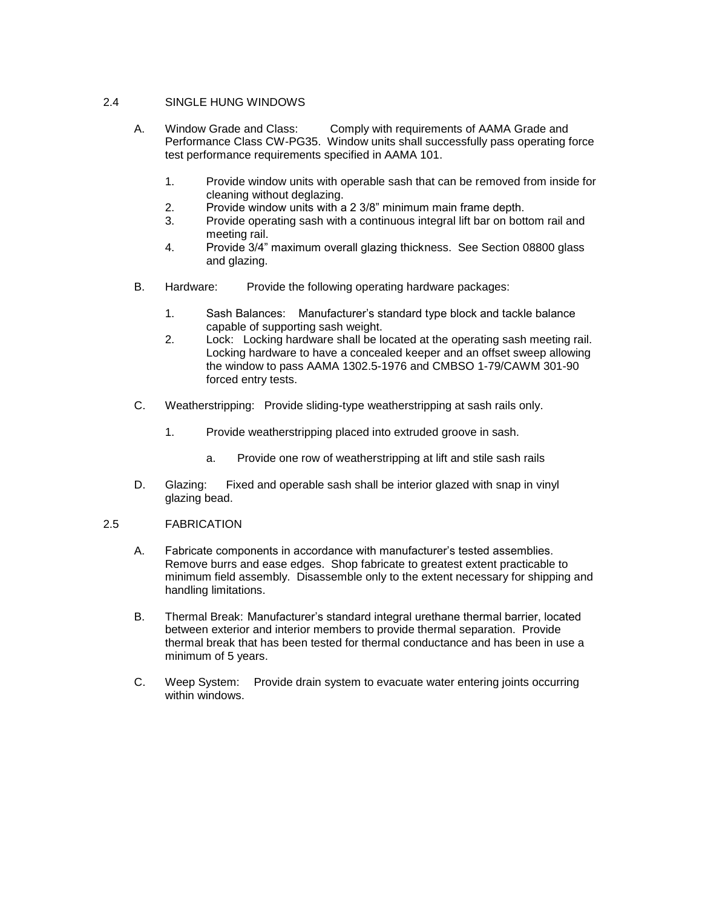## 2.4 SINGLE HUNG WINDOWS

A. Window Grade and Class: Comply with requirements of AAMA Grade and Performance Class CW-PG35. Window units shall successfully pass operating force test performance requirements specified in AAMA 101.

   1. Provide window units with operable sash that can be removed from inside for cleaning without deglazing.
   2. Provide window units with a 2 3/8" minimum main frame depth.
   3. Provide operating sash with a continuous integral lift bar on bottom rail and meeting rail.
   4. Provide 3/4" maximum overall glazing thickness. See Section 08800 glass and glazing.

B. Hardware: Provide the following operating hardware packages:

   1. Sash Balances: Manufacturer's standard type block and tackle balance capable of supporting sash weight.
   2. Lock: Locking hardware shall be located at the operating sash meeting rail. Locking hardware to have a concealed keeper and an offset sweep allowing the window to pass AAMA 1302.5-1976 and CMBSO 1-79/CAWM 301-90 forced entry tests.

C. Weatherstripping: Provide sliding-type weatherstripping at sash rails only.

   1. Provide weatherstripping placed into extruded groove in sash.

      a. Provide one row of weatherstripping at lift and stile sash rails

D. Glazing: Fixed and operable sash shall be interior glazed with snap in vinyl glazing bead.

## 2.5 FABRICATION

A. Fabricate components in accordance with manufacturer's tested assemblies. Remove burrs and ease edges. Shop fabricate to greatest extent practicable to minimum field assembly. Disassemble only to the extent necessary for shipping and handling limitations.

B. Thermal Break: Manufacturer's standard integral urethane thermal barrier, located between exterior and interior members to provide thermal separation. Provide thermal break that has been tested for thermal conductance and has been in use a minimum of 5 years.

C. Weep System: Provide drain system to evacuate water entering joints occurring within windows.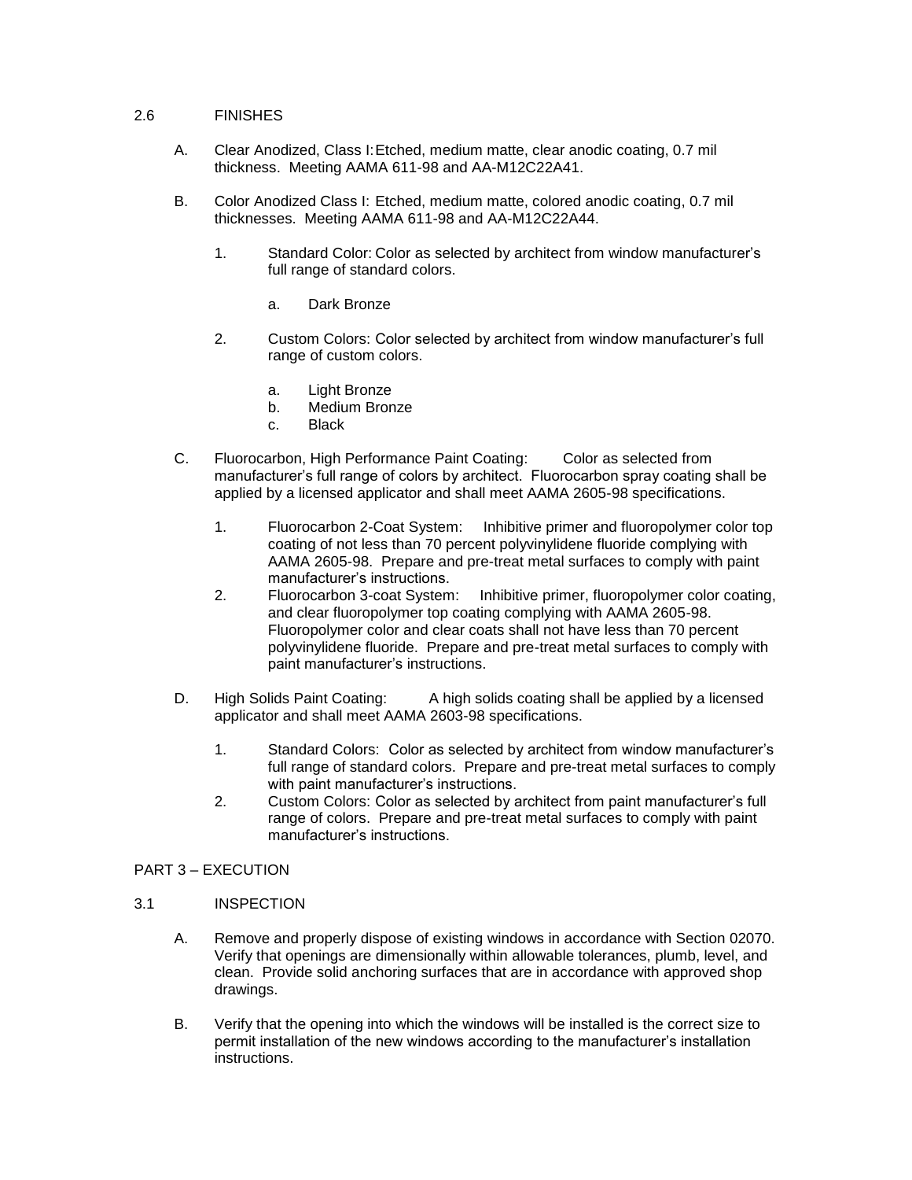## 2.6 FINISHES

A. Clear Anodized, Class I: Etched, medium matte, clear anodic coating, 0.7 mil thickness. Meeting AAMA 611-98 and AA-M12C22A41.

B. Color Anodized Class I: Etched, medium matte, colored anodic coating, 0.7 mil thicknesses. Meeting AAMA 611-98 and AA-M12C22A44.

   1. Standard Color: Color as selected by architect from window manufacturer's full range of standard colors.

      a. Dark Bronze

   2. Custom Colors: Color selected by architect from window manufacturer's full range of custom colors.

      a. Light Bronze
      b. Medium Bronze
      c. Black

C. Fluorocarbon, High Performance Paint Coating: Color as selected from manufacturer's full range of colors by architect. Fluorocarbon spray coating shall be applied by a licensed applicator and shall meet AAMA 2605-98 specifications.

   1. Fluorocarbon 2-Coat System: Inhibitive primer and fluoropolymer color top coating of not less than 70 percent polyvinylidene fluoride complying with AAMA 2605-98. Prepare and pre-treat metal surfaces to comply with paint manufacturer's instructions.
   2. Fluorocarbon 3-coat System: Inhibitive primer, fluoropolymer color coating, and clear fluoropolymer top coating complying with AAMA 2605-98. Fluoropolymer color and clear coats shall not have less than 70 percent polyvinylidene fluoride. Prepare and pre-treat metal surfaces to comply with paint manufacturer's instructions.

D. High Solids Paint Coating: A high solids coating shall be applied by a licensed applicator and shall meet AAMA 2603-98 specifications.

   1. Standard Colors: Color as selected by architect from window manufacturer's full range of standard colors. Prepare and pre-treat metal surfaces to comply with paint manufacturer's instructions.
   2. Custom Colors: Color as selected by architect from paint manufacturer's full range of colors. Prepare and pre-treat metal surfaces to comply with paint manufacturer's instructions.

# PART 3 – EXECUTION

## 3.1 INSPECTION

A. Remove and properly dispose of existing windows in accordance with Section 02070. Verify that openings are dimensionally within allowable tolerances, plumb, level, and clean. Provide solid anchoring surfaces that are in accordance with approved shop drawings.

B. Verify that the opening into which the windows will be installed is the correct size to permit installation of the new windows according to the manufacturer's installation instructions.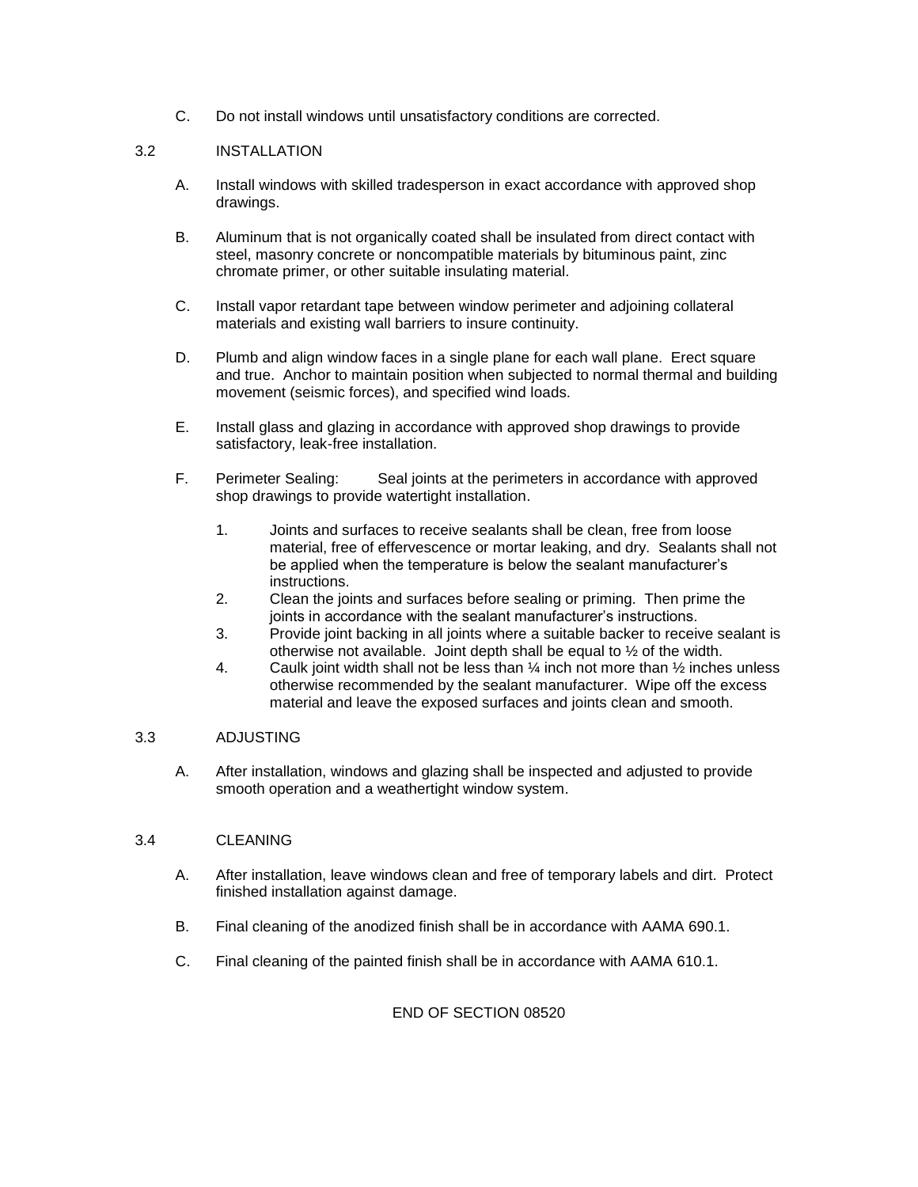C. Do not install windows until unsatisfactory conditions are corrected.

## 3.2 INSTALLATION

A. Install windows with skilled tradesperson in exact accordance with approved shop drawings.

B. Aluminum that is not organically coated shall be insulated from direct contact with steel, masonry concrete or noncompatible materials by bituminous paint, zinc chromate primer, or other suitable insulating material.

C. Install vapor retardant tape between window perimeter and adjoining collateral materials and existing wall barriers to insure continuity.

D. Plumb and align window faces in a single plane for each wall plane. Erect square and true. Anchor to maintain position when subjected to normal thermal and building movement (seismic forces), and specified wind loads.

E. Install glass and glazing in accordance with approved shop drawings to provide satisfactory, leak-free installation.

F. Perimeter Sealing: Seal joints at the perimeters in accordance with approved shop drawings to provide watertight installation.

1. Joints and surfaces to receive sealants shall be clean, free from loose material, free of effervescence or mortar leaking, and dry. Sealants shall not be applied when the temperature is below the sealant manufacturer's instructions.
2. Clean the joints and surfaces before sealing or priming. Then prime the joints in accordance with the sealant manufacturer's instructions.
3. Provide joint backing in all joints where a suitable backer to receive sealant is otherwise not available. Joint depth shall be equal to ½ of the width.
4. Caulk joint width shall not be less than ¼ inch not more than ½ inches unless otherwise recommended by the sealant manufacturer. Wipe off the excess material and leave the exposed surfaces and joints clean and smooth.

## 3.3 ADJUSTING

A. After installation, windows and glazing shall be inspected and adjusted to provide smooth operation and a weathertight window system.

## 3.4 CLEANING

A. After installation, leave windows clean and free of temporary labels and dirt. Protect finished installation against damage.

B. Final cleaning of the anodized finish shall be in accordance with AAMA 690.1.

C. Final cleaning of the painted finish shall be in accordance with AAMA 610.1.

END OF SECTION 08520